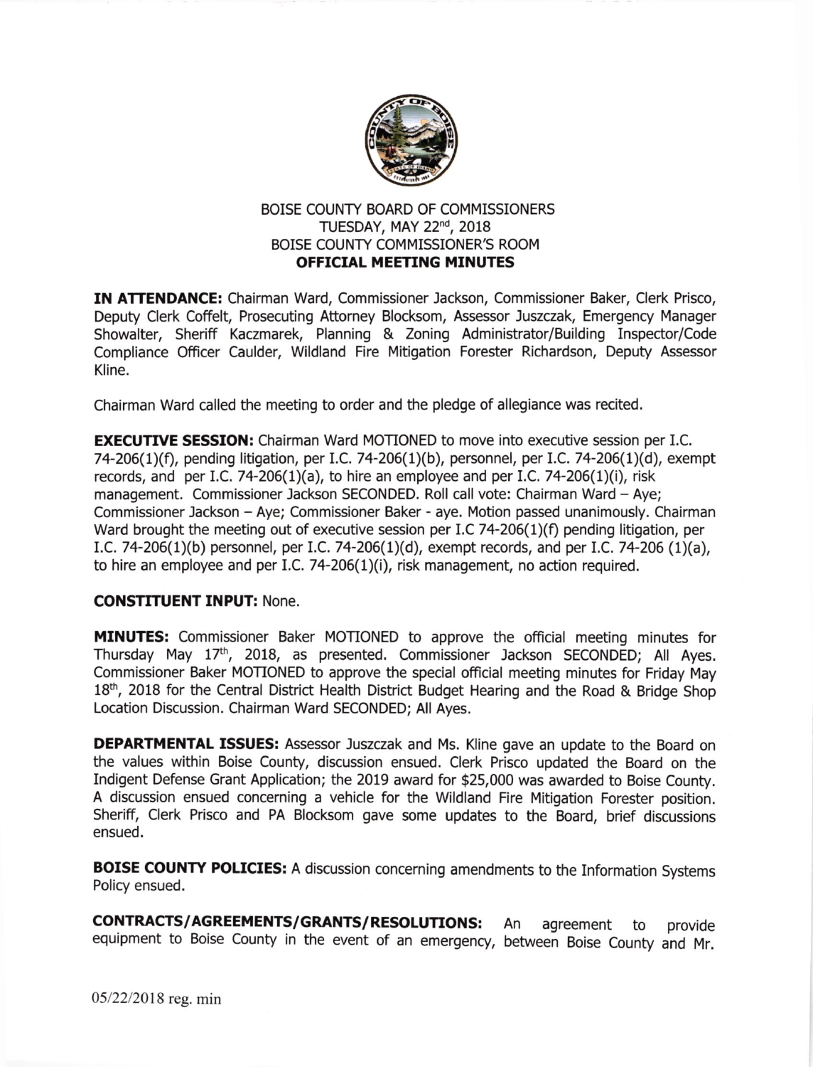# BOISE COUNTY BOARD OF COMMISSIONERS
## TUESDAY, MAY 22nd, 2018
## BOISE COUNTY COMMISSIONER'S ROOM
## OFFICIAL MEETING MINUTES

**IN ATTENDANCE:** Chairman Ward, Commissioner Jackson, Commissioner Baker, Clerk Prisco, Deputy Clerk Coffelt, Prosecuting Attorney Blocksom, Assessor Juszczak, Emergency Manager Showalter, Sheriff Kaczmarek, Planning & Zoning Administrator/Building Inspector/Code Compliance Officer Caulder, Wildland Fire Mitigation Forester Richardson, Deputy Assessor Kline.

Chairman Ward called the meeting to order and the pledge of allegiance was recited.

**EXECUTIVE SESSION:** Chairman Ward MOTIONED to move into executive session per I.C. 74-206(1)(f), pending litigation, per I.C. 74-206(1)(b), personnel, per I.C. 74-206(1)(d), exempt records, and per I.C. 74-206(1)(a), to hire an employee and per I.C. 74-206(1)(i), risk management. Commissioner Jackson SECONDED. Roll call vote: Chairman Ward – Aye; Commissioner Jackson – Aye; Commissioner Baker - aye. Motion passed unanimously. Chairman Ward brought the meeting out of executive session per I.C 74-206(1)(f) pending litigation, per I.C. 74-206(1)(b) personnel, per I.C. 74-206(1)(d), exempt records, and per I.C. 74-206 (1)(a), to hire an employee and per I.C. 74-206(1)(i), risk management, no action required.

**CONSTITUENT INPUT:** None.

**MINUTES:** Commissioner Baker MOTIONED to approve the official meeting minutes for Thursday May 17th, 2018, as presented. Commissioner Jackson SECONDED; All Ayes. Commissioner Baker MOTIONED to approve the special official meeting minutes for Friday May 18th, 2018 for the Central District Health District Budget Hearing and the Road & Bridge Shop Location Discussion. Chairman Ward SECONDED; All Ayes.

**DEPARTMENTAL ISSUES:** Assessor Juszczak and Ms. Kline gave an update to the Board on the values within Boise County, discussion ensued. Clerk Prisco updated the Board on the Indigent Defense Grant Application; the 2019 award for $25,000 was awarded to Boise County. A discussion ensued concerning a vehicle for the Wildland Fire Mitigation Forester position. Sheriff, Clerk Prisco and PA Blocksom gave some updates to the Board, brief discussions ensued.

**BOISE COUNTY POLICIES:** A discussion concerning amendments to the Information Systems Policy ensued.

**CONTRACTS/AGREEMENTS/GRANTS/RESOLUTIONS:** An agreement to provide equipment to Boise County in the event of an emergency, between Boise County and Mr.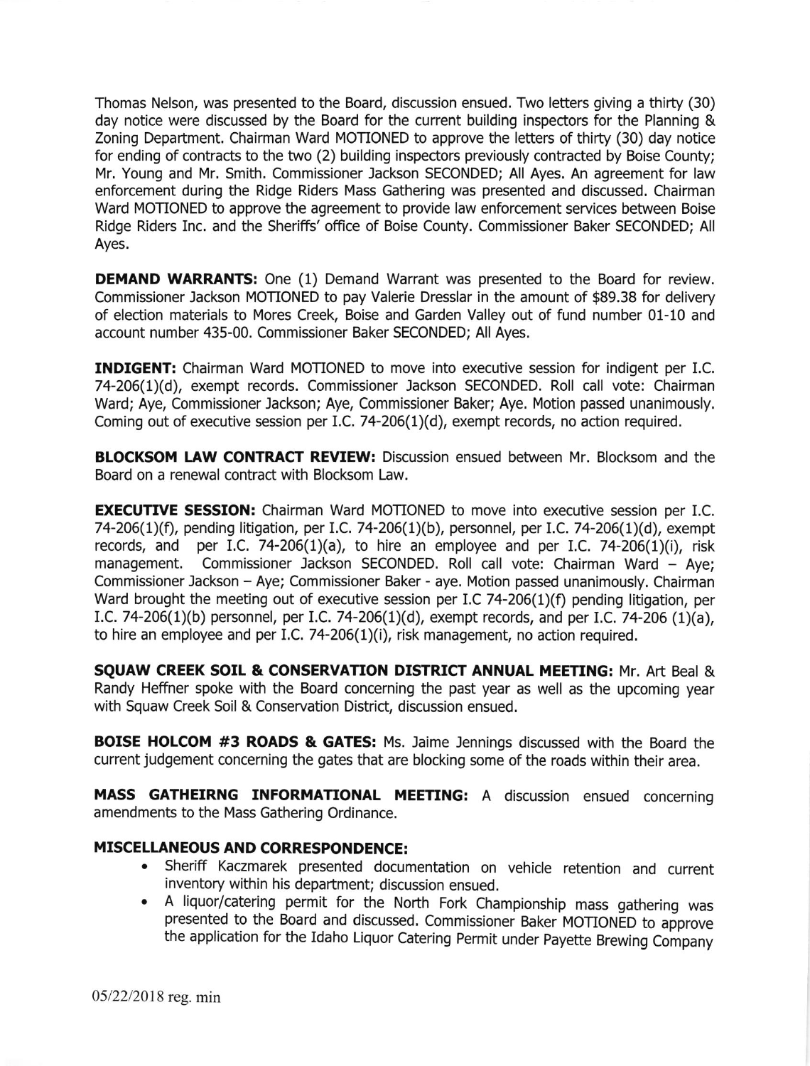Thomas Nelson, was presented to the Board, discussion ensued. Two letters giving a thirty (30) day notice were discussed by the Board for the current building inspectors for the Planning & Zoning Department. Chairman Ward MOTIONED to approve the letters of thirty (30) day notice for ending of contracts to the two (2) building inspectors previously contracted by Boise County; Mr. Young and Mr. Smith. Commissioner Jackson SECONDED; All Ayes. An agreement for law enforcement during the Ridge Riders Mass Gathering was presented and discussed. Chairman Ward MOTIONED to approve the agreement to provide law enforcement services between Boise Ridge Riders Inc. and the Sheriffs' office of Boise County. Commissioner Baker SECONDED; All Ayes.

**DEMAND WARRANTS:** One (1) Demand Warrant was presented to the Board for review. Commissioner Jackson MOTIONED to pay Valerie Dresslar in the amount of $89.38 for delivery of election materials to Mores Creek, Boise and Garden Valley out of fund number 01-10 and account number 435-00. Commissioner Baker SECONDED; All Ayes.

**INDIGENT:** Chairman Ward MOTIONED to move into executive session for indigent per I.C. 74-206(1)(d), exempt records. Commissioner Jackson SECONDED. Roll call vote: Chairman Ward; Aye, Commissioner Jackson; Aye, Commissioner Baker; Aye. Motion passed unanimously. Coming out of executive session per I.C. 74-206(1)(d), exempt records, no action required.

**BLOCKSOM LAW CONTRACT REVIEW:** Discussion ensued between Mr. Blocksom and the Board on a renewal contract with Blocksom Law.

**EXECUTIVE SESSION:** Chairman Ward MOTIONED to move into executive session per I.C. 74-206(1)(f), pending litigation, per I.C. 74-206(1)(b), personnel, per I.C. 74-206(1)(d), exempt records, and per I.C. 74-206(1)(a), to hire an employee and per I.C. 74-206(1)(i), risk management. Commissioner Jackson SECONDED. Roll call vote: Chairman Ward – Aye; Commissioner Jackson – Aye; Commissioner Baker - aye. Motion passed unanimously. Chairman Ward brought the meeting out of executive session per I.C 74-206(1)(f) pending litigation, per I.C. 74-206(1)(b) personnel, per I.C. 74-206(1)(d), exempt records, and per I.C. 74-206 (1)(a), to hire an employee and per I.C. 74-206(1)(i), risk management, no action required.

**SQUAW CREEK SOIL & CONSERVATION DISTRICT ANNUAL MEETING:** Mr. Art Beal & Randy Heffner spoke with the Board concerning the past year as well as the upcoming year with Squaw Creek Soil & Conservation District, discussion ensued.

**BOISE HOLCOM #3 ROADS & GATES:** Ms. Jaime Jennings discussed with the Board the current judgement concerning the gates that are blocking some of the roads within their area.

**MASS GATHEIRNG INFORMATIONAL MEETING:** A discussion ensued concerning amendments to the Mass Gathering Ordinance.

**MISCELLANEOUS AND CORRESPONDENCE:**

- Sheriff Kaczmarek presented documentation on vehicle retention and current inventory within his department; discussion ensued.
- A liquor/catering permit for the North Fork Championship mass gathering was presented to the Board and discussed. Commissioner Baker MOTIONED to approve the application for the Idaho Liquor Catering Permit under Payette Brewing Company

05/22/2018 reg. min